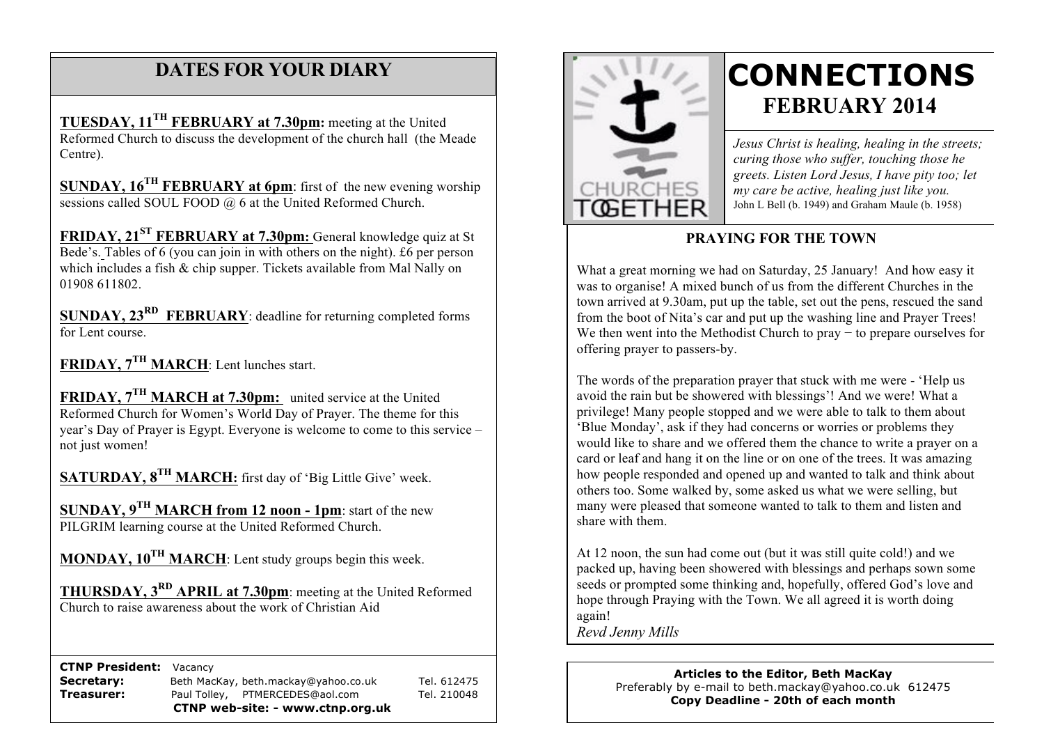## DATES FOR YOUR DIARY

**TUESDAY, 11TH FEBRUARY at 7.30pm:** meeting at the United Reformed Church to discuss the development of the church hall (the Meade Centre).

**SUNDAY, 16TH FEBRUARY at 6pm**: first of the new evening worship sessions called SOUL FOOD @ 6 at the United Reformed Church.

**FRIDAY, 21ST FEBRUARY at 7.30pm:** General knowledge quiz at St Bede's. Tables of 6 (you can join in with others on the night). £6 per person which includes a fish & chip supper. Tickets available from Mal Nally on 01908 611802.

**SUNDAY, 23RD FEBRUARY**: deadline for returning completed forms for Lent course.

**FRIDAY, 7TH MARCH**: Lent lunches start.

**FRIDAY, 7TH MARCH at 7.30pm:** united service at the United Reformed Church for Women's World Day of Prayer. The theme for this year's Day of Prayer is Egypt. Everyone is welcome to come to this service – not just women!

**SATURDAY, 8TH MARCH:** first day of 'Big Little Give' week.

**SUNDAY, 9TH MARCH from 12 noon - 1pm**: start of the new PILGRIM learning course at the United Reformed Church.

**MONDAY, 10TH MARCH**: Lent study groups begin this week.

**THURSDAY, 3RD APRIL at 7.30pm**: meeting at the United Reformed Church to raise awareness about the work of Christian Aid

| | | |
|---|---|---|
| **CTNP President:** | Vacancy | |
| **Secretary:** | Beth MacKay, beth.mackay@yahoo.co.uk | Tel. 612475 |
| **Treasurer:** | Paul Tolley, PTMERCEDES@aol.com | Tel. 210048 |

**CTNP web-site: - www.ctnp.org.uk**

CHURCHES TOGETHER

# CONNECTIONS

## FEBRUARY 2014

*Jesus Christ is healing, healing in the streets; curing those who suffer, touching those he greets. Listen Lord Jesus, I have pity too; let my care be active, healing just like you.*
John L Bell (b. 1949) and Graham Maule (b. 1958)

### PRAYING FOR THE TOWN

What a great morning we had on Saturday, 25 January! And how easy it was to organise! A mixed bunch of us from the different Churches in the town arrived at 9.30am, put up the table, set out the pens, rescued the sand from the boot of Nita's car and put up the washing line and Prayer Trees! We then went into the Methodist Church to pray − to prepare ourselves for offering prayer to passers-by.

The words of the preparation prayer that stuck with me were - 'Help us avoid the rain but be showered with blessings'! And we were! What a privilege! Many people stopped and we were able to talk to them about 'Blue Monday', ask if they had concerns or worries or problems they would like to share and we offered them the chance to write a prayer on a card or leaf and hang it on the line or on one of the trees. It was amazing how people responded and opened up and wanted to talk and think about others too. Some walked by, some asked us what we were selling, but many were pleased that someone wanted to talk to them and listen and share with them.

At 12 noon, the sun had come out (but it was still quite cold!) and we packed up, having been showered with blessings and perhaps sown some seeds or prompted some thinking and, hopefully, offered God's love and hope through Praying with the Town. We all agreed it is worth doing again!

*Revd Jenny Mills*

**Articles to the Editor, Beth MacKay**
Preferably by e-mail to beth.mackay@yahoo.co.uk 612475
**Copy Deadline - 20th of each month**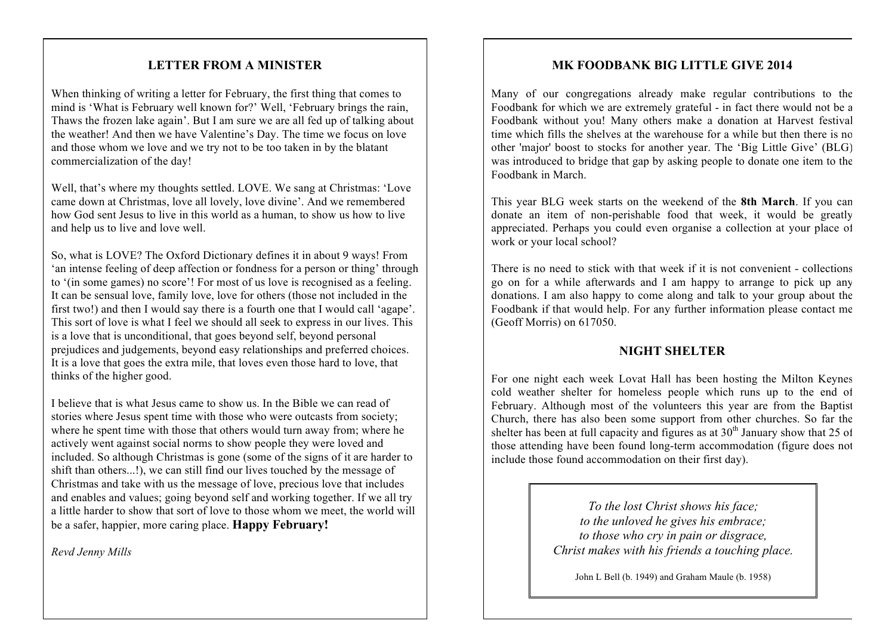## LETTER FROM A MINISTER

When thinking of writing a letter for February, the first thing that comes to mind is 'What is February well known for?' Well, 'February brings the rain, Thaws the frozen lake again'. But I am sure we are all fed up of talking about the weather! And then we have Valentine's Day. The time we focus on love and those whom we love and we try not to be too taken in by the blatant commercialization of the day!

Well, that's where my thoughts settled. LOVE. We sang at Christmas: 'Love came down at Christmas, love all lovely, love divine'. And we remembered how God sent Jesus to live in this world as a human, to show us how to live and help us to live and love well.

So, what is LOVE? The Oxford Dictionary defines it in about 9 ways! From 'an intense feeling of deep affection or fondness for a person or thing' through to '(in some games) no score'! For most of us love is recognised as a feeling. It can be sensual love, family love, love for others (those not included in the first two!) and then I would say there is a fourth one that I would call 'agape'. This sort of love is what I feel we should all seek to express in our lives. This is a love that is unconditional, that goes beyond self, beyond personal prejudices and judgements, beyond easy relationships and preferred choices. It is a love that goes the extra mile, that loves even those hard to love, that thinks of the higher good.

I believe that is what Jesus came to show us. In the Bible we can read of stories where Jesus spent time with those who were outcasts from society; where he spent time with those that others would turn away from; where he actively went against social norms to show people they were loved and included. So although Christmas is gone (some of the signs of it are harder to shift than others...!), we can still find our lives touched by the message of Christmas and take with us the message of love, precious love that includes and enables and values; going beyond self and working together. If we all try a little harder to show that sort of love to those whom we meet, the world will be a safer, happier, more caring place. **Happy February!**

*Revd Jenny Mills*

## MK FOODBANK BIG LITTLE GIVE 2014

Many of our congregations already make regular contributions to the Foodbank for which we are extremely grateful - in fact there would not be a Foodbank without you! Many others make a donation at Harvest festival time which fills the shelves at the warehouse for a while but then there is no other 'major' boost to stocks for another year. The 'Big Little Give' (BLG) was introduced to bridge that gap by asking people to donate one item to the Foodbank in March.

This year BLG week starts on the weekend of the **8th March**. If you can donate an item of non-perishable food that week, it would be greatly appreciated. Perhaps you could even organise a collection at your place of work or your local school?

There is no need to stick with that week if it is not convenient - collections go on for a while afterwards and I am happy to arrange to pick up any donations. I am also happy to come along and talk to your group about the Foodbank if that would help. For any further information please contact me (Geoff Morris) on 617050.

## NIGHT SHELTER

For one night each week Lovat Hall has been hosting the Milton Keynes cold weather shelter for homeless people which runs up to the end of February. Although most of the volunteers this year are from the Baptist Church, there has also been some support from other churches. So far the shelter has been at full capacity and figures as at 30th January show that 25 of those attending have been found long-term accommodation (figure does not include those found accommodation on their first day).

*To the lost Christ shows his face;*
*to the unloved he gives his embrace;*
*to those who cry in pain or disgrace,*
*Christ makes with his friends a touching place.*

John L Bell (b. 1949) and Graham Maule (b. 1958)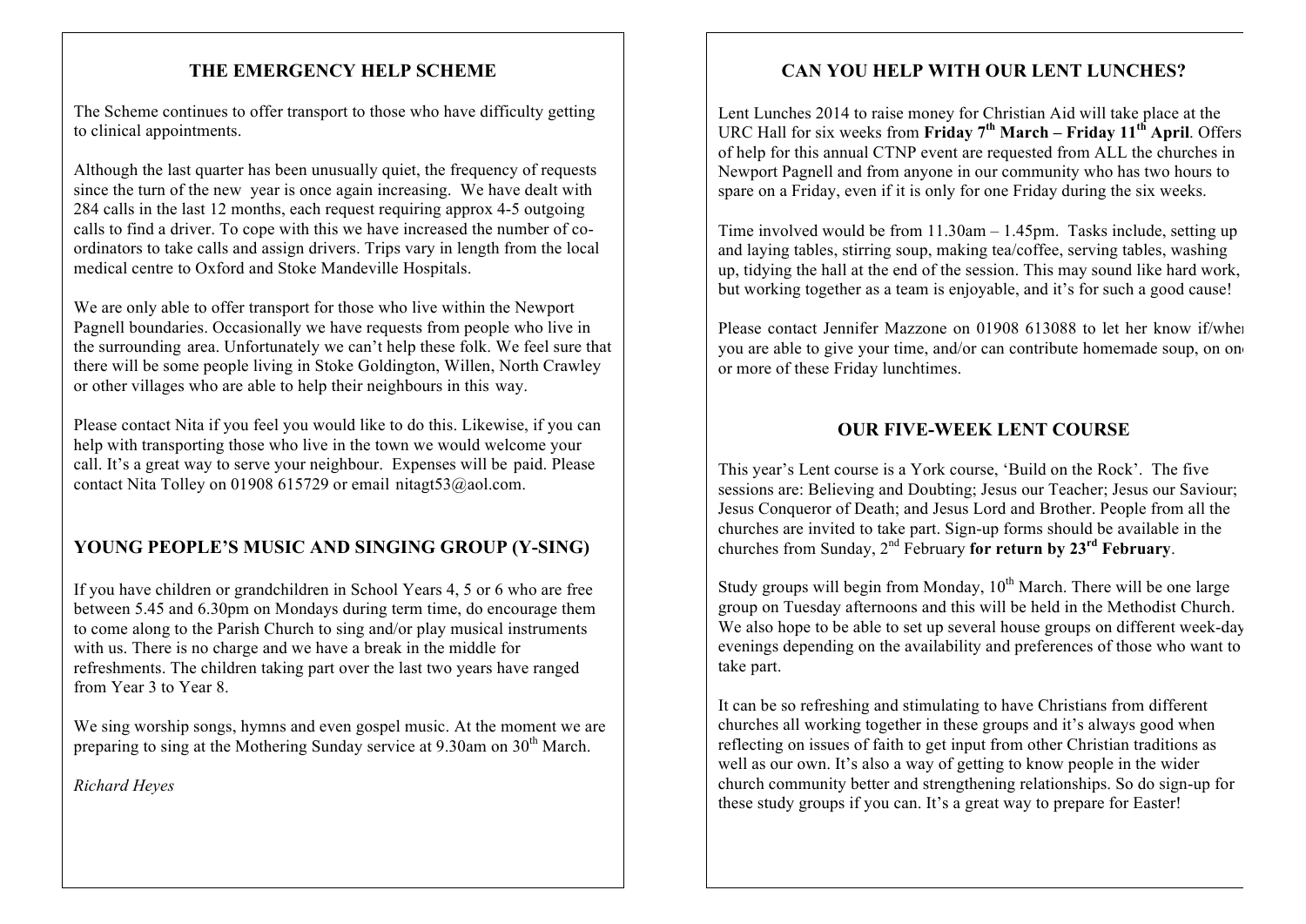## THE EMERGENCY HELP SCHEME

The Scheme continues to offer transport to those who have difficulty getting to clinical appointments.

Although the last quarter has been unusually quiet, the frequency of requests since the turn of the new year is once again increasing. We have dealt with 284 calls in the last 12 months, each request requiring approx 4-5 outgoing calls to find a driver. To cope with this we have increased the number of co-ordinators to take calls and assign drivers. Trips vary in length from the local medical centre to Oxford and Stoke Mandeville Hospitals.

We are only able to offer transport for those who live within the Newport Pagnell boundaries. Occasionally we have requests from people who live in the surrounding area. Unfortunately we can't help these folk. We feel sure that there will be some people living in Stoke Goldington, Willen, North Crawley or other villages who are able to help their neighbours in this way.

Please contact Nita if you feel you would like to do this. Likewise, if you can help with transporting those who live in the town we would welcome your call. It's a great way to serve your neighbour. Expenses will be paid. Please contact Nita Tolley on 01908 615729 or email nitagt53@aol.com.

## YOUNG PEOPLE'S MUSIC AND SINGING GROUP (Y-SING)

If you have children or grandchildren in School Years 4, 5 or 6 who are free between 5.45 and 6.30pm on Mondays during term time, do encourage them to come along to the Parish Church to sing and/or play musical instruments with us. There is no charge and we have a break in the middle for refreshments. The children taking part over the last two years have ranged from Year 3 to Year 8.

We sing worship songs, hymns and even gospel music. At the moment we are preparing to sing at the Mothering Sunday service at 9.30am on 30th March.

*Richard Heyes*

## CAN YOU HELP WITH OUR LENT LUNCHES?

Lent Lunches 2014 to raise money for Christian Aid will take place at the URC Hall for six weeks from **Friday 7th March – Friday 11th April**. Offers of help for this annual CTNP event are requested from ALL the churches in Newport Pagnell and from anyone in our community who has two hours to spare on a Friday, even if it is only for one Friday during the six weeks.

Time involved would be from 11.30am – 1.45pm. Tasks include, setting up and laying tables, stirring soup, making tea/coffee, serving tables, washing up, tidying the hall at the end of the session. This may sound like hard work, but working together as a team is enjoyable, and it's for such a good cause!

Please contact Jennifer Mazzone on 01908 613088 to let her know if/when you are able to give your time, and/or can contribute homemade soup, on one or more of these Friday lunchtimes.

## OUR FIVE-WEEK LENT COURSE

This year's Lent course is a York course, 'Build on the Rock'. The five sessions are: Believing and Doubting; Jesus our Teacher; Jesus our Saviour; Jesus Conqueror of Death; and Jesus Lord and Brother. People from all the churches are invited to take part. Sign-up forms should be available in the churches from Sunday, 2nd February **for return by 23rd February**.

Study groups will begin from Monday, 10th March. There will be one large group on Tuesday afternoons and this will be held in the Methodist Church. We also hope to be able to set up several house groups on different week-day evenings depending on the availability and preferences of those who want to take part.

It can be so refreshing and stimulating to have Christians from different churches all working together in these groups and it's always good when reflecting on issues of faith to get input from other Christian traditions as well as our own. It's also a way of getting to know people in the wider church community better and strengthening relationships. So do sign-up for these study groups if you can. It's a great way to prepare for Easter!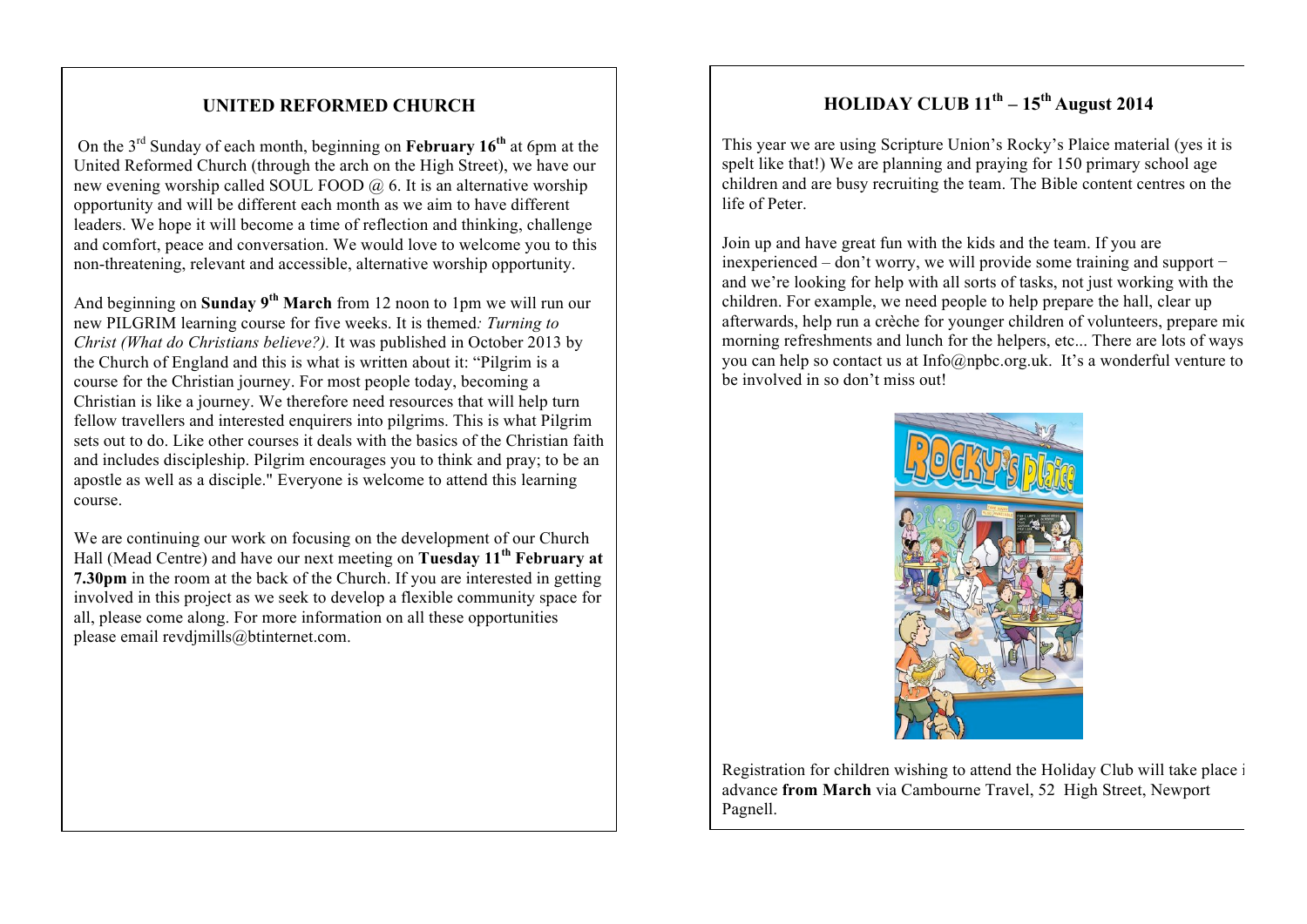## UNITED REFORMED CHURCH

On the 3rd Sunday of each month, beginning on **February 16th** at 6pm at the United Reformed Church (through the arch on the High Street), we have our new evening worship called SOUL FOOD @ 6. It is an alternative worship opportunity and will be different each month as we aim to have different leaders. We hope it will become a time of reflection and thinking, challenge and comfort, peace and conversation. We would love to welcome you to this non-threatening, relevant and accessible, alternative worship opportunity.

And beginning on **Sunday 9th March** from 12 noon to 1pm we will run our new PILGRIM learning course for five weeks. It is themed*: Turning to Christ (What do Christians believe?).* It was published in October 2013 by the Church of England and this is what is written about it: "Pilgrim is a course for the Christian journey. For most people today, becoming a Christian is like a journey. We therefore need resources that will help turn fellow travellers and interested enquirers into pilgrims. This is what Pilgrim sets out to do. Like other courses it deals with the basics of the Christian faith and includes discipleship. Pilgrim encourages you to think and pray; to be an apostle as well as a disciple." Everyone is welcome to attend this learning course.

We are continuing our work on focusing on the development of our Church Hall (Mead Centre) and have our next meeting on **Tuesday 11th February at 7.30pm** in the room at the back of the Church. If you are interested in getting involved in this project as we seek to develop a flexible community space for all, please come along. For more information on all these opportunities please email revdjmills@btinternet.com.

## HOLIDAY CLUB 11th – 15th August 2014

This year we are using Scripture Union's Rocky's Plaice material (yes it is spelt like that!) We are planning and praying for 150 primary school age children and are busy recruiting the team. The Bible content centres on the life of Peter.

Join up and have great fun with the kids and the team. If you are inexperienced – don't worry, we will provide some training and support − and we're looking for help with all sorts of tasks, not just working with the children. For example, we need people to help prepare the hall, clear up afterwards, help run a crèche for younger children of volunteers, prepare mid morning refreshments and lunch for the helpers, etc... There are lots of ways you can help so contact us at Info@npbc.org.uk. It's a wonderful venture to be involved in so don't miss out!

Registration for children wishing to attend the Holiday Club will take place in advance **from March** via Cambourne Travel, 52 High Street, Newport Pagnell.